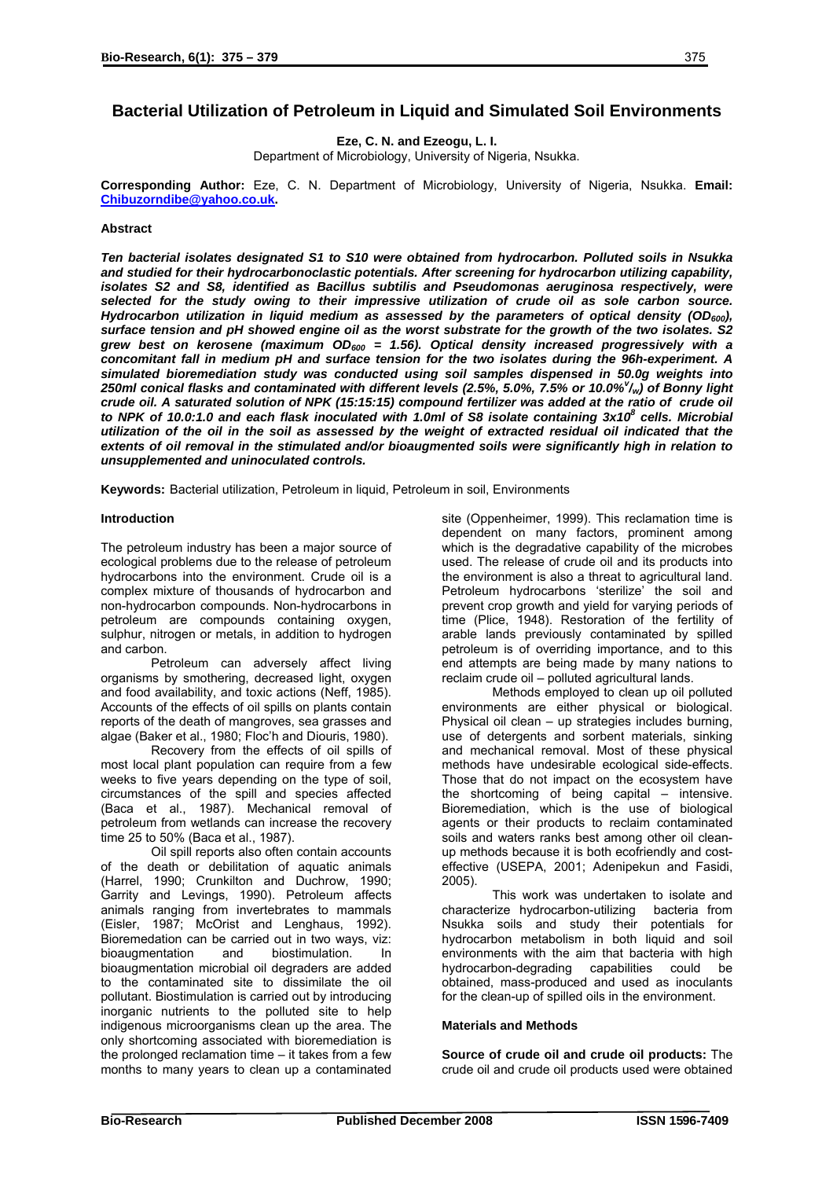# Bacterial Utilization of Petroleum in Liquid and Simulated Soil Environments

**Eze, C. N. and Ezeogu, L. I.**
Department of Microbiology, University of Nigeria, Nsukka.

**Corresponding Author:** Eze, C. N. Department of Microbiology, University of Nigeria, Nsukka. **Email:** Chibuzorndibe@yahoo.co.uk.

## Abstract

***Ten bacterial isolates designated S1 to S10 were obtained from hydrocarbon. Polluted soils in Nsukka and studied for their hydrocarbonoclastic potentials. After screening for hydrocarbon utilizing capability, isolates S2 and S8, identified as Bacillus subtilis and Pseudomonas aeruginosa respectively, were selected for the study owing to their impressive utilization of crude oil as sole carbon source. Hydrocarbon utilization in liquid medium as assessed by the parameters of optical density ($OD_{600}$), surface tension and pH showed engine oil as the worst substrate for the growth of the two isolates. S2 grew best on kerosene (maximum $OD_{600}$ = 1.56). Optical density increased progressively with a concomitant fall in medium pH and surface tension for the two isolates during the 96h-experiment. A simulated bioremediation study was conducted using soil samples dispensed in 50.0g weights into 250ml conical flasks and contaminated with different levels (2.5%, 5.0%, 7.5% or 10.0%$^{v}/_{w}$) of Bonny light crude oil. A saturated solution of NPK (15:15:15) compound fertilizer was added at the ratio of crude oil to NPK of 10.0:1.0 and each flask inoculated with 1.0ml of S8 isolate containing $3x10^{8}$ cells. Microbial utilization of the oil in the soil as assessed by the weight of extracted residual oil indicated that the extents of oil removal in the stimulated and/or bioaugmented soils were significantly high in relation to unsupplemented and uninoculated controls.***

**Keywords:** Bacterial utilization, Petroleum in liquid, Petroleum in soil, Environments

## Introduction

The petroleum industry has been a major source of ecological problems due to the release of petroleum hydrocarbons into the environment. Crude oil is a complex mixture of thousands of hydrocarbon and non-hydrocarbon compounds. Non-hydrocarbons in petroleum are compounds containing oxygen, sulphur, nitrogen or metals, in addition to hydrogen and carbon.

Petroleum can adversely affect living organisms by smothering, decreased light, oxygen and food availability, and toxic actions (Neff, 1985). Accounts of the effects of oil spills on plants contain reports of the death of mangroves, sea grasses and algae (Baker et al., 1980; Floc'h and Diouris, 1980).

Recovery from the effects of oil spills of most local plant population can require from a few weeks to five years depending on the type of soil, circumstances of the spill and species affected (Baca et al., 1987). Mechanical removal of petroleum from wetlands can increase the recovery time 25 to 50% (Baca et al., 1987).

Oil spill reports also often contain accounts of the death or debilitation of aquatic animals (Harrel, 1990; Crunkilton and Duchrow, 1990; Garrity and Levings, 1990). Petroleum affects animals ranging from invertebrates to mammals (Eisler, 1987; McOrist and Lenghaus, 1992). Bioremedation can be carried out in two ways, viz: bioaugmentation and biostimulation. In bioaugmentation microbial oil degraders are added to the contaminated site to dissimilate the oil pollutant. Biostimulation is carried out by introducing inorganic nutrients to the polluted site to help indigenous microorganisms clean up the area. The only shortcoming associated with bioremediation is the prolonged reclamation time – it takes from a few months to many years to clean up a contaminated site (Oppenheimer, 1999). This reclamation time is dependent on many factors, prominent among which is the degradative capability of the microbes used. The release of crude oil and its products into the environment is also a threat to agricultural land. Petroleum hydrocarbons 'sterilize' the soil and prevent crop growth and yield for varying periods of time (Plice, 1948). Restoration of the fertility of arable lands previously contaminated by spilled petroleum is of overriding importance, and to this end attempts are being made by many nations to reclaim crude oil – polluted agricultural lands.

Methods employed to clean up oil polluted environments are either physical or biological. Physical oil clean – up strategies includes burning, use of detergents and sorbent materials, sinking and mechanical removal. Most of these physical methods have undesirable ecological side-effects. Those that do not impact on the ecosystem have the shortcoming of being capital – intensive. Bioremediation, which is the use of biological agents or their products to reclaim contaminated soils and waters ranks best among other oil clean-up methods because it is both ecofriendly and cost-effective (USEPA, 2001; Adenipekun and Fasidi, 2005).

This work was undertaken to isolate and characterize hydrocarbon-utilizing bacteria from Nsukka soils and study their potentials for hydrocarbon metabolism in both liquid and soil environments with the aim that bacteria with high hydrocarbon-degrading capabilities could be obtained, mass-produced and used as inoculants for the clean-up of spilled oils in the environment.

## Materials and Methods

**Source of crude oil and crude oil products:** The crude oil and crude oil products used were obtained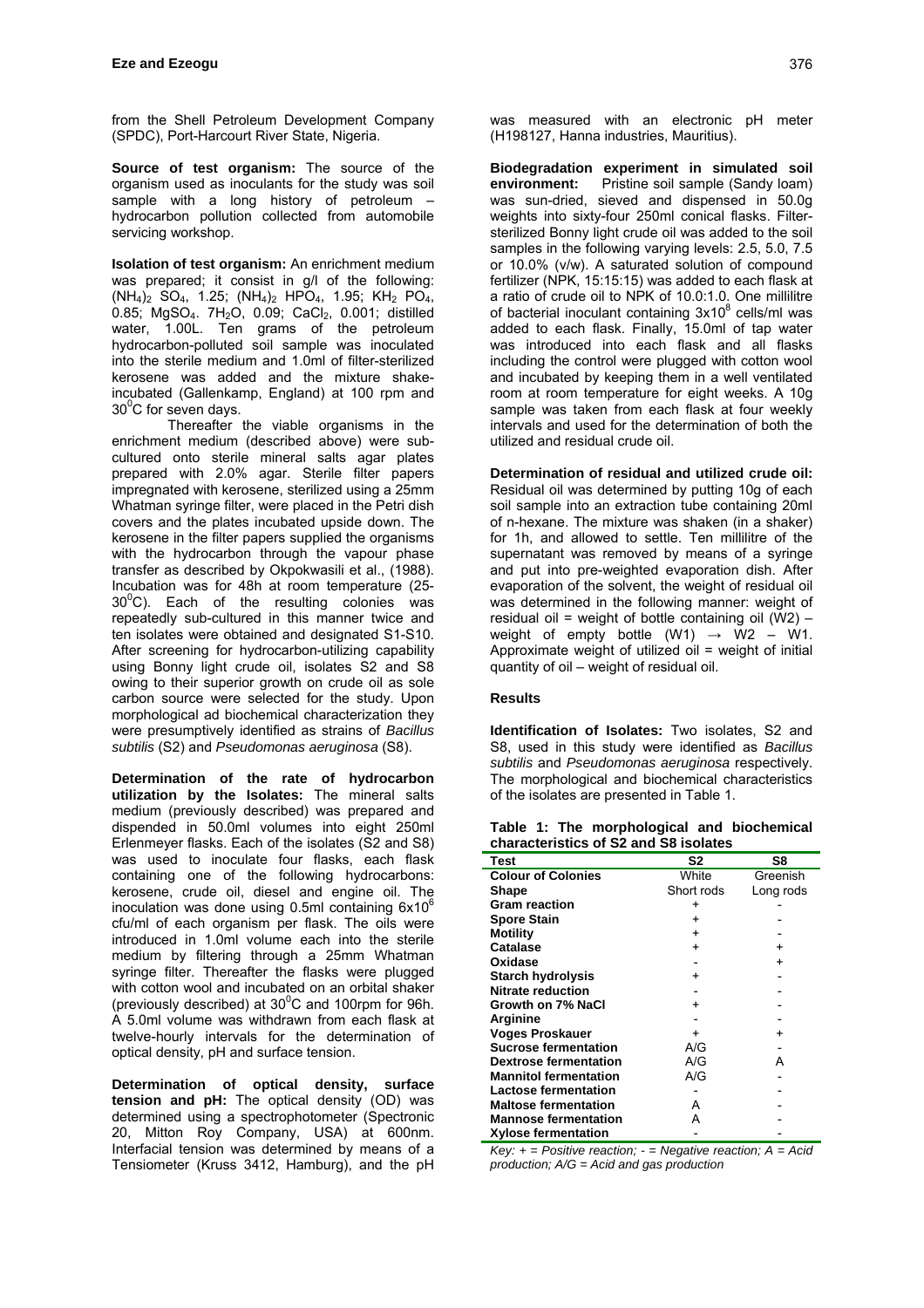from the Shell Petroleum Development Company (SPDC), Port-Harcourt River State, Nigeria.

**Source of test organism:** The source of the organism used as inoculants for the study was soil sample with a long history of petroleum – hydrocarbon pollution collected from automobile servicing workshop.

**Isolation of test organism:** An enrichment medium was prepared; it consist in g/l of the following: $(NH_4)_2$ $SO_4$, 1.25; $(NH_4)_2$ $HPO_4$, 1.95; $KH_2$ $PO_4$, 0.85; $MgSO_4$. $7H_2O$, 0.09; $CaCl_2$, 0.001; distilled water, 1.00L. Ten grams of the petroleum hydrocarbon-polluted soil sample was inoculated into the sterile medium and 1.0ml of filter-sterilized kerosene was added and the mixture shake-incubated (Gallenkamp, England) at 100 rpm and $30^0$C for seven days.

Thereafter the viable organisms in the enrichment medium (described above) were sub-cultured onto sterile mineral salts agar plates prepared with 2.0% agar. Sterile filter papers impregnated with kerosene, sterilized using a 25mm Whatman syringe filter, were placed in the Petri dish covers and the plates incubated upside down. The kerosene in the filter papers supplied the organisms with the hydrocarbon through the vapour phase transfer as described by Okpokwasili et al., (1988). Incubation was for 48h at room temperature (25-$30^0$C). Each of the resulting colonies was repeatedly sub-cultured in this manner twice and ten isolates were obtained and designated S1-S10. After screening for hydrocarbon-utilizing capability using Bonny light crude oil, isolates S2 and S8 owing to their superior growth on crude oil as sole carbon source were selected for the study. Upon morphological ad biochemical characterization they were presumptively identified as strains of *Bacillus subtilis* (S2) and *Pseudomonas aeruginosa* (S8).

**Determination of the rate of hydrocarbon utilization by the Isolates:** The mineral salts medium (previously described) was prepared and dispended in 50.0ml volumes into eight 250ml Erlenmeyer flasks. Each of the isolates (S2 and S8) was used to inoculate four flasks, each flask containing one of the following hydrocarbons: kerosene, crude oil, diesel and engine oil. The inoculation was done using 0.5ml containing $6x10^6$ cfu/ml of each organism per flask. The oils were introduced in 1.0ml volume each into the sterile medium by filtering through a 25mm Whatman syringe filter. Thereafter the flasks were plugged with cotton wool and incubated on an orbital shaker (previously described) at $30^0$C and 100rpm for 96h. A 5.0ml volume was withdrawn from each flask at twelve-hourly intervals for the determination of optical density, pH and surface tension.

**Determination of optical density, surface tension and pH:** The optical density (OD) was determined using a spectrophotometer (Spectronic 20, Mitton Roy Company, USA) at 600nm. Interfacial tension was determined by means of a Tensiometer (Kruss 3412, Hamburg), and the pH was measured with an electronic pH meter (H198127, Hanna industries, Mauritius).

**Biodegradation experiment in simulated soil environment:** Pristine soil sample (Sandy loam) was sun-dried, sieved and dispensed in 50.0g weights into sixty-four 250ml conical flasks. Filter-sterilized Bonny light crude oil was added to the soil samples in the following varying levels: 2.5, 5.0, 7.5 or 10.0% (v/w). A saturated solution of compound fertilizer (NPK, 15:15:15) was added to each flask at a ratio of crude oil to NPK of 10.0:1.0. One millilitre of bacterial inoculant containing $3x10^8$ cells/ml was added to each flask. Finally, 15.0ml of tap water was introduced into each flask and all flasks including the control were plugged with cotton wool and incubated by keeping them in a well ventilated room at room temperature for eight weeks. A 10g sample was taken from each flask at four weekly intervals and used for the determination of both the utilized and residual crude oil.

**Determination of residual and utilized crude oil:** Residual oil was determined by putting 10g of each soil sample into an extraction tube containing 20ml of n-hexane. The mixture was shaken (in a shaker) for 1h, and allowed to settle. Ten millilitre of the supernatant was removed by means of a syringe and put into pre-weighted evaporation dish. After evaporation of the solvent, the weight of residual oil was determined in the following manner: weight of residual oil = weight of bottle containing oil (W2) – weight of empty bottle (W1) → W2 – W1. Approximate weight of utilized oil = weight of initial quantity of oil – weight of residual oil.

## Results

**Identification of Isolates:** Two isolates, S2 and S8, used in this study were identified as *Bacillus subtilis* and *Pseudomonas aeruginosa* respectively. The morphological and biochemical characteristics of the isolates are presented in Table 1.

**Table 1: The morphological and biochemical characteristics of S2 and S8 isolates**

| Test | S2 | S8 |
|---|---|---|
| **Colour of Colonies** | White | Greenish |
| **Shape** | Short rods | Long rods |
| **Gram reaction** | + | - |
| **Spore Stain** | + | - |
| **Motility** | + | - |
| **Catalase** | + | + |
| **Oxidase** | - | + |
| **Starch hydrolysis** | + | - |
| **Nitrate reduction** | - | - |
| **Growth on 7% NaCl** | + | - |
| **Arginine** | - | - |
| **Voges Proskauer** | + | + |
| **Sucrose fermentation** | A/G | - |
| **Dextrose fermentation** | A/G | A |
| **Mannitol fermentation** | A/G | - |
| **Lactose fermentation** | - | - |
| **Maltose fermentation** | A | - |
| **Mannose fermentation** | A | - |
| **Xylose fermentation** | - | - |

*Key: + = Positive reaction; - = Negative reaction; A = Acid production; A/G = Acid and gas production*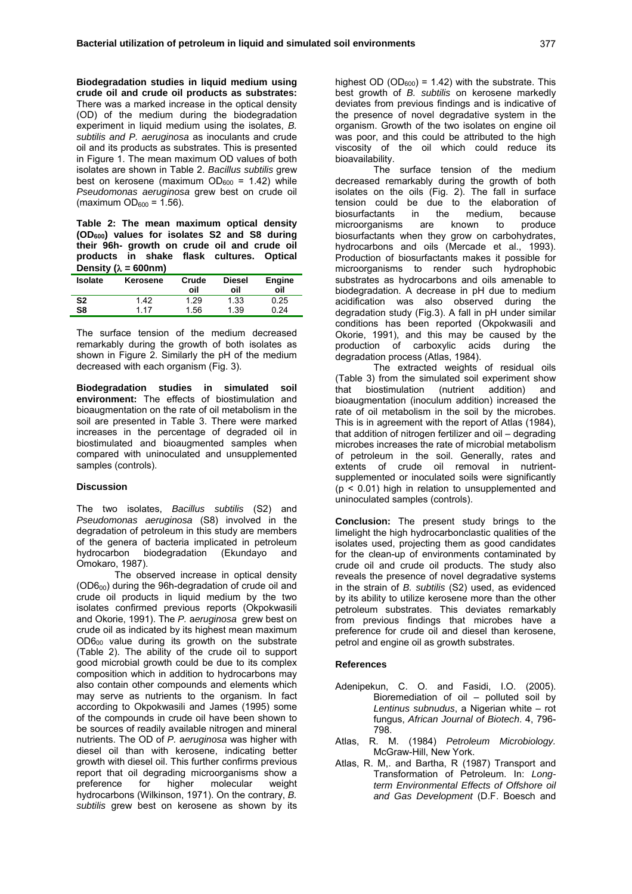**Biodegradation studies in liquid medium using crude oil and crude oil products as substrates:** There was a marked increase in the optical density (OD) of the medium during the biodegradation experiment in liquid medium using the isolates, *B. subtilis and P. aeruginosa* as inoculants and crude oil and its products as substrates. This is presented in Figure 1. The mean maximum OD values of both isolates are shown in Table 2. *Bacillus subtilis* grew best on kerosene (maximum $OD_{600}$ = 1.42) while *Pseudomonas aeruginosa* grew best on crude oil (maximum $OD_{600}$ = 1.56).

**Table 2: The mean maximum optical density ($OD_{600}$) values for isolates S2 and S8 during their 96h- growth on crude oil and crude oil products in shake flask cultures. Optical Density (λ = 600nm)**

| Isolate | Kerosene | Crude oil | Diesel oil | Engine oil |
|---|---|---|---|---|
| **S2** | 1.42 | 1.29 | 1.33 | 0.25 |
| **S8** | 1.17 | 1.56 | 1.39 | 0.24 |

The surface tension of the medium decreased remarkably during the growth of both isolates as shown in Figure 2. Similarly the pH of the medium decreased with each organism (Fig. 3).

**Biodegradation studies in simulated soil environment:** The effects of biostimulation and bioaugmentation on the rate of oil metabolism in the soil are presented in Table 3. There were marked increases in the percentage of degraded oil in biostimulated and bioaugmented samples when compared with uninoculated and unsupplemented samples (controls).

## Discussion

The two isolates, *Bacillus subtilis* (S2) and *Pseudomonas aeruginosa* (S8) involved in the degradation of petroleum in this study are members of the genera of bacteria implicated in petroleum hydrocarbon biodegradation (Ekundayo and Omokaro, 1987).

The observed increase in optical density ($OD6_{00}$) during the 96h-degradation of crude oil and crude oil products in liquid medium by the two isolates confirmed previous reports (Okpokwasili and Okorie, 1991). The *P. aeruginosa* grew best on crude oil as indicated by its highest mean maximum $OD6_{00}$ value during its growth on the substrate (Table 2). The ability of the crude oil to support good microbial growth could be due to its complex composition which in addition to hydrocarbons may also contain other compounds and elements which may serve as nutrients to the organism. In fact according to Okpokwasili and James (1995) some of the compounds in crude oil have been shown to be sources of readily available nitrogen and mineral nutrients. The OD of *P. aeruginosa* was higher with diesel oil than with kerosene, indicating better growth with diesel oil. This further confirms previous report that oil degrading microorganisms show a preference for higher molecular weight hydrocarbons (Wilkinson, 1971). On the contrary, *B. subtilis* grew best on kerosene as shown by its highest OD ($OD_{600}$) = 1.42) with the substrate. This best growth of *B. subtilis* on kerosene markedly deviates from previous findings and is indicative of the presence of novel degradative system in the organism. Growth of the two isolates on engine oil was poor, and this could be attributed to the high viscosity of the oil which could reduce its bioavailability.

The surface tension of the medium decreased remarkably during the growth of both isolates on the oils (Fig. 2). The fall in surface tension could be due to the elaboration of biosurfactants in the medium, because microorganisms are known to produce biosurfactants when they grow on carbohydrates, hydrocarbons and oils (Mercade et al., 1993). Production of biosurfactants makes it possible for microorganisms to render such hydrophobic substrates as hydrocarbons and oils amenable to biodegradation. A decrease in pH due to medium acidification was also observed during the degradation study (Fig.3). A fall in pH under similar conditions has been reported (Okpokwasili and Okorie, 1991), and this may be caused by the production of carboxylic acids during the degradation process (Atlas, 1984).

The extracted weights of residual oils (Table 3) from the simulated soil experiment show that biostimulation (nutrient addition) and bioaugmentation (inoculum addition) increased the rate of oil metabolism in the soil by the microbes. This is in agreement with the report of Atlas (1984), that addition of nitrogen fertilizer and oil – degrading microbes increases the rate of microbial metabolism of petroleum in the soil. Generally, rates and extents of crude oil removal in nutrient-supplemented or inoculated soils were significantly ($p < 0.01$) high in relation to unsupplemented and uninoculated samples (controls).

**Conclusion:** The present study brings to the limelight the high hydrocarbonclastic qualities of the isolates used, projecting them as good candidates for the clean-up of environments contaminated by crude oil and crude oil products. The study also reveals the presence of novel degradative systems in the strain of *B. subtilis* (S2) used, as evidenced by its ability to utilize kerosene more than the other petroleum substrates. This deviates remarkably from previous findings that microbes have a preference for crude oil and diesel than kerosene, petrol and engine oil as growth substrates.

## References

- Adenipekun, C. O. and Fasidi, I.O. (2005). Bioremediation of oil – polluted soil by *Lentinus subnudus*, a Nigerian white – rot fungus, *African Journal of Biotech*. 4, 796-798.
- Atlas, R. M. (1984) *Petroleum Microbiology.* McGraw-Hill, New York.
- Atlas, R. M,. and Bartha, R (1987) Transport and Transformation of Petroleum. In: *Long-term Environmental Effects of Offshore oil and Gas Development* (D.F. Boesch and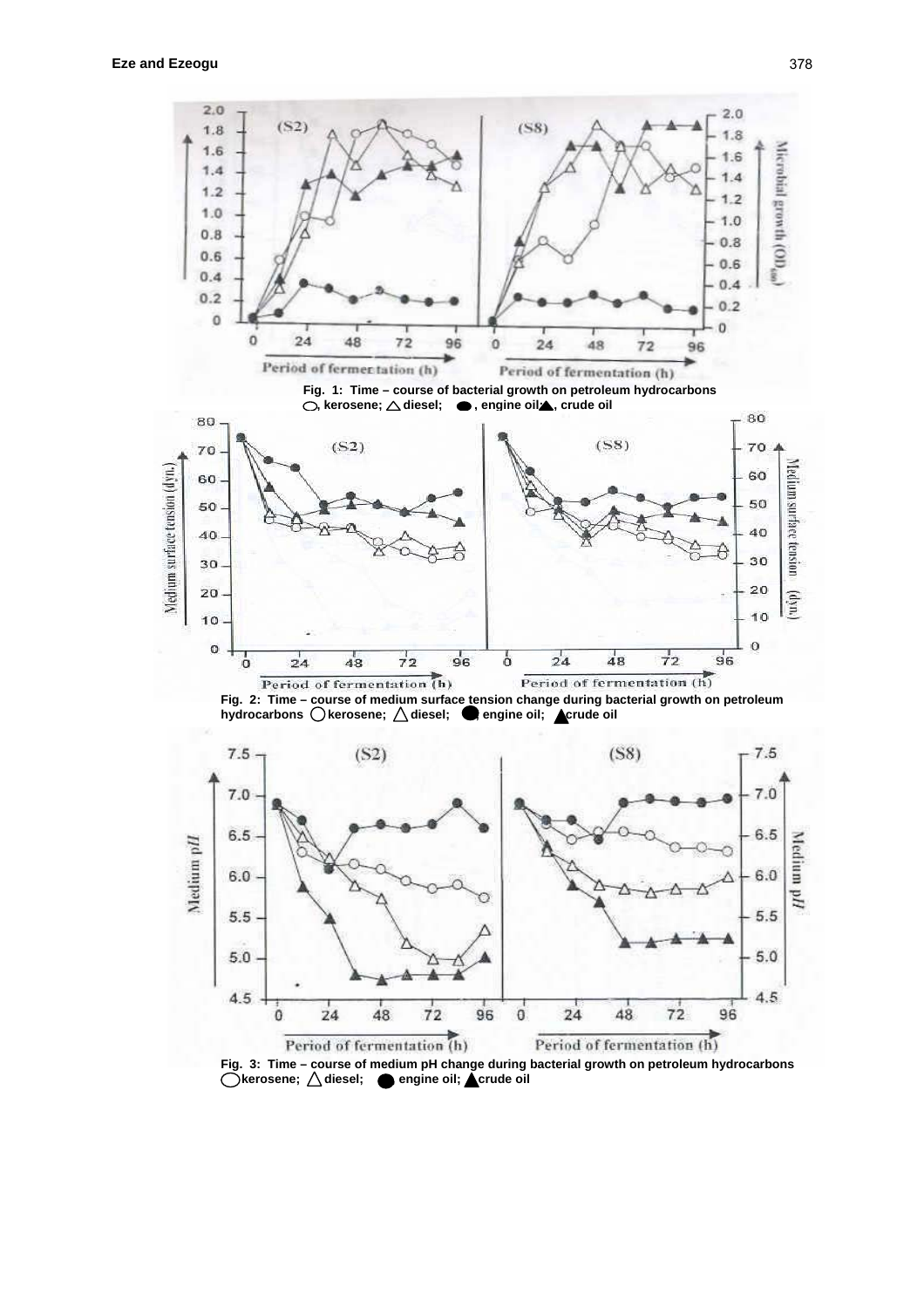Fig. 1: Time – course of bacterial growth on petroleum hydrocarbons ○, kerosene; △ diesel; ●, engine oil ▲, crude oil

Fig. 2: Time – course of medium surface tension change during bacterial growth on petroleum hydrocarbons ○ kerosene; △ diesel; ● engine oil; ▲ crude oil

Fig. 3: Time – course of medium pH change during bacterial growth on petroleum hydrocarbons ○ kerosene; △ diesel; ● engine oil; ▲ crude oil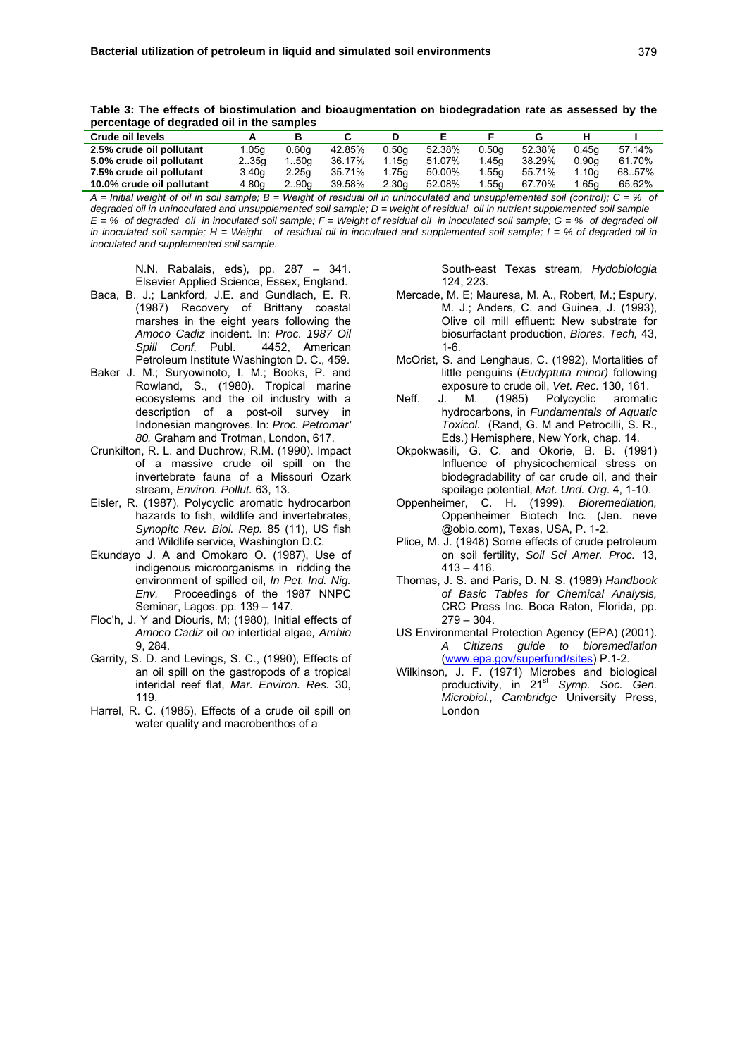**Table 3: The effects of biostimulation and bioaugmentation on biodegradation rate as assessed by the percentage of degraded oil in the samples**

| Crude oil levels | A | B | C | D | E | F | G | H | I |
|---|---|---|---|---|---|---|---|---|---|
| 2.5% crude oil pollutant | 1.05g | 0.60g | 42.85% | 0.50g | 52.38% | 0.50g | 52.38% | 0.45g | 57.14% |
| 5.0% crude oil pollutant | 2..35g | 1..50g | 36.17% | 1.15g | 51.07% | 1.45g | 38.29% | 0.90g | 61.70% |
| 7.5% crude oil pollutant | 3.40g | 2.25g | 35.71% | 1.75g | 50.00% | 1.55g | 55.71% | 1.10g | 68..57% |
| 10.0% crude oil pollutant | 4.80g | 2..90g | 39.58% | 2.30g | 52.08% | 1.55g | 67.70% | 1.65g | 65.62% |

*A = Initial weight of oil in soil sample; B = Weight of residual oil in uninoculated and unsupplemented soil (control); C = % of degraded oil in uninoculated and unsupplemented soil sample; D = weight of residual oil in nutrient supplemented soil sample E = % of degraded oil in inoculated soil sample; F = Weight of residual oil in inoculated soil sample; G = % of degraded oil in inoculated soil sample; H = Weight of residual oil in inoculated and supplemented soil sample; I = % of degraded oil in inoculated and supplemented soil sample.*

N.N. Rabalais, eds), pp. 287 – 341. Elsevier Applied Science, Essex, England.

- Baca, B. J.; Lankford, J.E. and Gundlach, E. R. (1987) Recovery of Brittany coastal marshes in the eight years following the *Amoco Cadiz* incident. In: *Proc. 1987 Oil Spill Conf,* Publ. 4452, American Petroleum Institute Washington D. C., 459.
- Baker J. M.; Suryowinoto, I. M.; Books, P. and Rowland, S., (1980). Tropical marine ecosystems and the oil industry with a description of a post-oil survey in Indonesian mangroves. In: *Proc. Petromar' 80.* Graham and Trotman, London, 617.
- Crunkilton, R. L. and Duchrow, R.M. (1990). Impact of a massive crude oil spill on the invertebrate fauna of a Missouri Ozark stream, *Environ. Pollut.* 63, 13.
- Eisler, R. (1987). Polycyclic aromatic hydrocarbon hazards to fish, wildlife and invertebrates, *Synopitc Rev. Biol. Rep.* 85 (11), US fish and Wildlife service, Washington D.C.
- Ekundayo J. A and Omokaro O. (1987), Use of indigenous microorganisms in ridding the environment of spilled oil, *In Pet. Ind. Nig. Env.* Proceedings of the 1987 NNPC Seminar, Lagos. pp. 139 – 147.
- Floc'h, J. Y and Diouris, M; (1980), Initial effects of *Amoco Cadiz* oil *on* intertidal algae*, Ambio* 9, 284.
- Garrity, S. D. and Levings, S. C., (1990), Effects of an oil spill on the gastropods of a tropical interidal reef flat, *Mar. Environ. Res.* 30, 119.
- Harrel, R. C. (1985), Effects of a crude oil spill on water quality and macrobenthos of a South-east Texas stream, *Hydobiologia* 124, 223.
- Mercade, M. E; Mauresa, M. A., Robert, M.; Espury, M. J.; Anders, C. and Guinea, J. (1993), Olive oil mill effluent: New substrate for biosurfactant production, *Biores. Tech,* 43, 1-6.
- McOrist, S. and Lenghaus, C. (1992), Mortalities of little penguins (*Eudyptuta minor)* following exposure to crude oil, *Vet. Rec.* 130, 161.
- Neff. J. M. (1985) Polycyclic aromatic hydrocarbons, in *Fundamentals of Aquatic Toxicol.* (Rand, G. M and Petrocilli, S. R., Eds.) Hemisphere, New York, chap. 14.
- Okpokwasili, G. C. and Okorie, B. B. (1991) Influence of physicochemical stress on biodegradability of car crude oil, and their spoilage potential, *Mat. Und. Org*. 4, 1-10.
- Oppenheimer, C. H. (1999). *Bioremediation,* Oppenheimer Biotech Inc*.* (Jen. neve @obio.com), Texas, USA, P. 1-2.
- Plice, M. J. (1948) Some effects of crude petroleum on soil fertility, *Soil Sci Amer. Proc.* 13, 413 – 416.
- Thomas, J. S. and Paris, D. N. S. (1989) *Handbook of Basic Tables for Chemical Analysis,* CRC Press Inc. Boca Raton, Florida, pp. 279 – 304.
- US Environmental Protection Agency (EPA) (2001). *A Citizens guide to bioremediation* (www.epa.gov/superfund/sites) P.1-2.
- Wilkinson, J. F. (1971) Microbes and biological productivity, in 21st *Symp. Soc. Gen. Microbiol., Cambridge* University Press, London